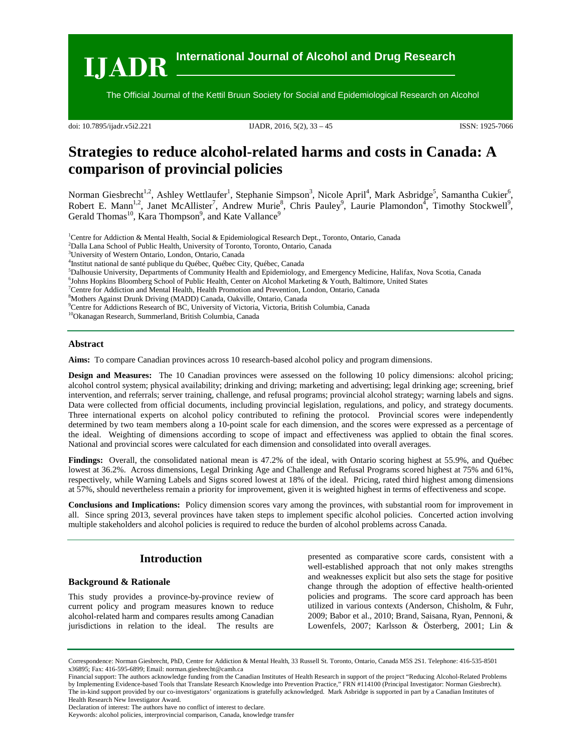# Strategies to reduce alcohol-related harms and costs in Canada: A comparison of provincial policies

Norman Giesbrecht[1,2], Ashley Wettlaufer[1], Stephanie Simpson[3], Nicole April[4], Mark Asbridge[5], Samantha Cukier[6], Robert E. Mann[1,2], Janet McAllister[7], Andrew Murie[8], Chris Pauley[9], Laurie Plamondon[4], Timothy Stockwell[9], Gerald Thomas[10], Kara Thompson[9], and Kate Vallance[9]

[1]Centre for Addiction & Mental Health, Social & Epidemiological Research Dept., Toronto, Ontario, Canada
[2]Dalla Lana School of Public Health, University of Toronto, Toronto, Ontario, Canada
[3]University of Western Ontario, London, Ontario, Canada
[4]Institut national de santé publique du Québec, Québec City, Québec, Canada
[5]Dalhousie University, Departments of Community Health and Epidemiology, and Emergency Medicine, Halifax, Nova Scotia, Canada
[6]Johns Hopkins Bloomberg School of Public Health, Center on Alcohol Marketing & Youth, Baltimore, United States
[7]Centre for Addiction and Mental Health, Health Promotion and Prevention, London, Ontario, Canada
[8]Mothers Against Drunk Driving (MADD) Canada, Oakville, Ontario, Canada
[9]Centre for Addictions Research of BC, University of Victoria, Victoria, British Columbia, Canada
[10]Okanagan Research, Summerland, British Columbia, Canada

### Abstract

**Aims:** To compare Canadian provinces across 10 research-based alcohol policy and program dimensions.

**Design and Measures:** The 10 Canadian provinces were assessed on the following 10 policy dimensions: alcohol pricing; alcohol control system; physical availability; drinking and driving; marketing and advertising; legal drinking age; screening, brief intervention, and referrals; server training, challenge, and refusal programs; provincial alcohol strategy; warning labels and signs. Data were collected from official documents, including provincial legislation, regulations, and policy, and strategy documents. Three international experts on alcohol policy contributed to refining the protocol. Provincial scores were independently determined by two team members along a 10-point scale for each dimension, and the scores were expressed as a percentage of the ideal. Weighting of dimensions according to scope of impact and effectiveness was applied to obtain the final scores. National and provincial scores were calculated for each dimension and consolidated into overall averages.

**Findings:** Overall, the consolidated national mean is 47.2% of the ideal, with Ontario scoring highest at 55.9%, and Québec lowest at 36.2%. Across dimensions, Legal Drinking Age and Challenge and Refusal Programs scored highest at 75% and 61%, respectively, while Warning Labels and Signs scored lowest at 18% of the ideal. Pricing, rated third highest among dimensions at 57%, should nevertheless remain a priority for improvement, given it is weighted highest in terms of effectiveness and scope.

**Conclusions and Implications:** Policy dimension scores vary among the provinces, with substantial room for improvement in all. Since spring 2013, several provinces have taken steps to implement specific alcohol policies. Concerted action involving multiple stakeholders and alcohol policies is required to reduce the burden of alcohol problems across Canada.

## Introduction

### Background & Rationale

This study provides a province-by-province review of current policy and program measures known to reduce alcohol-related harm and compares results among Canadian jurisdictions in relation to the ideal. The results are presented as comparative score cards, consistent with a well-established approach that not only makes strengths and weaknesses explicit but also sets the stage for positive change through the adoption of effective health-oriented policies and programs. The score card approach has been utilized in various contexts (Anderson, Chisholm, & Fuhr, 2009; Babor et al., 2010; Brand, Saisana, Ryan, Pennoni, & Lowenfels, 2007; Karlsson & Österberg, 2001; Lin &

Correspondence: Norman Giesbrecht, PhD, Centre for Addiction & Mental Health, 33 Russell St. Toronto, Ontario, Canada M5S 2S1. Telephone: 416-535-8501 x36895; Fax: 416-595-6899; Email: norman.giesbrecht@camh.ca

Financial support: The authors acknowledge funding from the Canadian Institutes of Health Research in support of the project "Reducing Alcohol-Related Problems by Implementing Evidence-based Tools that Translate Research Knowledge into Prevention Practice," FRN #114100 (Principal Investigator: Norman Giesbrecht). The in-kind support provided by our co-investigators' organizations is gratefully acknowledged. Mark Asbridge is supported in part by a Canadian Institutes of Health Research New Investigator Award.

Declaration of interest: The authors have no conflict of interest to declare.

Keywords: alcohol policies, interprovincial comparison, Canada, knowledge transfer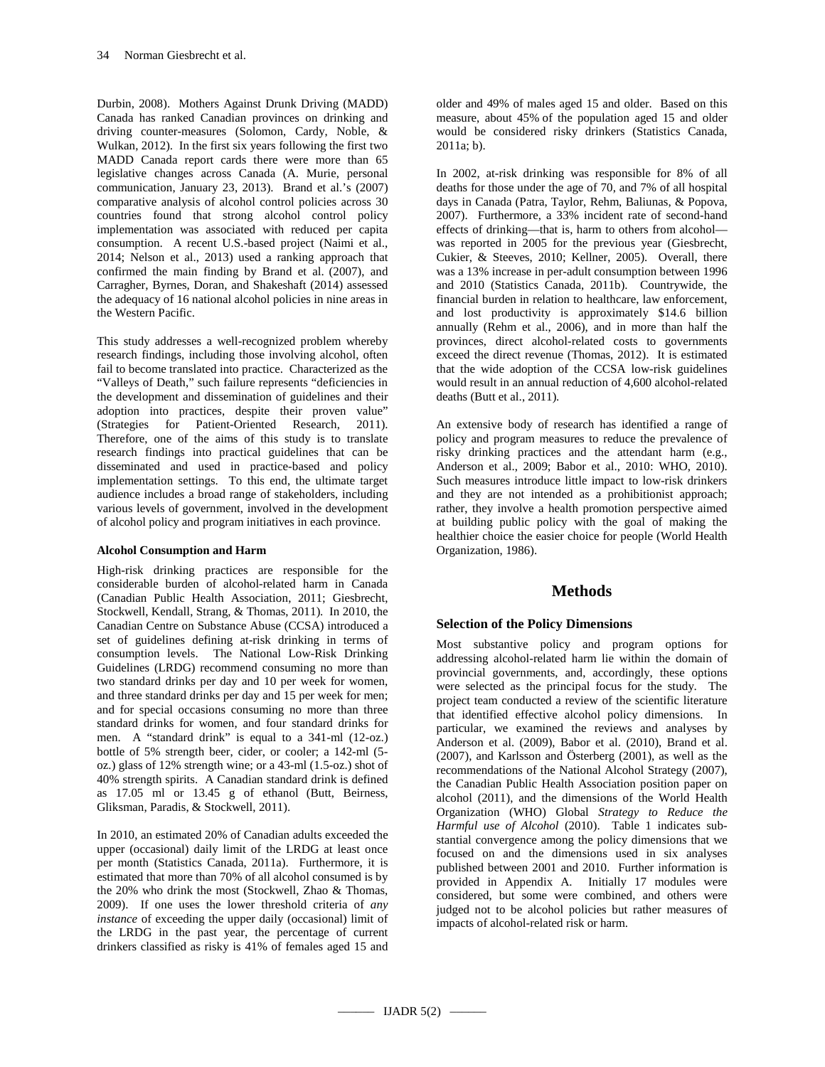Durbin, 2008). Mothers Against Drunk Driving (MADD) Canada has ranked Canadian provinces on drinking and driving counter-measures (Solomon, Cardy, Noble, & Wulkan, 2012). In the first six years following the first two MADD Canada report cards there were more than 65 legislative changes across Canada (A. Murie, personal communication, January 23, 2013). Brand et al.'s (2007) comparative analysis of alcohol control policies across 30 countries found that strong alcohol control policy implementation was associated with reduced per capita consumption. A recent U.S.-based project (Naimi et al., 2014; Nelson et al., 2013) used a ranking approach that confirmed the main finding by Brand et al. (2007), and Carragher, Byrnes, Doran, and Shakeshaft (2014) assessed the adequacy of 16 national alcohol policies in nine areas in the Western Pacific.

This study addresses a well-recognized problem whereby research findings, including those involving alcohol, often fail to become translated into practice. Characterized as the "Valleys of Death," such failure represents "deficiencies in the development and dissemination of guidelines and their adoption into practices, despite their proven value" (Strategies for Patient-Oriented Research, 2011). Therefore, one of the aims of this study is to translate research findings into practical guidelines that can be disseminated and used in practice-based and policy implementation settings. To this end, the ultimate target audience includes a broad range of stakeholders, including various levels of government, involved in the development of alcohol policy and program initiatives in each province.

### Alcohol Consumption and Harm

High-risk drinking practices are responsible for the considerable burden of alcohol-related harm in Canada (Canadian Public Health Association, 2011; Giesbrecht, Stockwell, Kendall, Strang, & Thomas, 2011). In 2010, the Canadian Centre on Substance Abuse (CCSA) introduced a set of guidelines defining at-risk drinking in terms of consumption levels. The National Low-Risk Drinking Guidelines (LRDG) recommend consuming no more than two standard drinks per day and 10 per week for women, and three standard drinks per day and 15 per week for men; and for special occasions consuming no more than three standard drinks for women, and four standard drinks for men. A "standard drink" is equal to a 341-ml (12-oz.) bottle of 5% strength beer, cider, or cooler; a 142-ml (5-oz.) glass of 12% strength wine; or a 43-ml (1.5-oz.) shot of 40% strength spirits. A Canadian standard drink is defined as 17.05 ml or 13.45 g of ethanol (Butt, Beirness, Gliksman, Paradis, & Stockwell, 2011).

In 2010, an estimated 20% of Canadian adults exceeded the upper (occasional) daily limit of the LRDG at least once per month (Statistics Canada, 2011a). Furthermore, it is estimated that more than 70% of all alcohol consumed is by the 20% who drink the most (Stockwell, Zhao & Thomas, 2009). If one uses the lower threshold criteria of *any instance* of exceeding the upper daily (occasional) limit of the LRDG in the past year, the percentage of current drinkers classified as risky is 41% of females aged 15 and older and 49% of males aged 15 and older. Based on this measure, about 45% of the population aged 15 and older would be considered risky drinkers (Statistics Canada, 2011a; b).

In 2002, at-risk drinking was responsible for 8% of all deaths for those under the age of 70, and 7% of all hospital days in Canada (Patra, Taylor, Rehm, Baliunas, & Popova, 2007). Furthermore, a 33% incident rate of second-hand effects of drinking—that is, harm to others from alcohol—was reported in 2005 for the previous year (Giesbrecht, Cukier, & Steeves, 2010; Kellner, 2005). Overall, there was a 13% increase in per-adult consumption between 1996 and 2010 (Statistics Canada, 2011b). Countrywide, the financial burden in relation to healthcare, law enforcement, and lost productivity is approximately $14.6 billion annually (Rehm et al., 2006), and in more than half the provinces, direct alcohol-related costs to governments exceed the direct revenue (Thomas, 2012). It is estimated that the wide adoption of the CCSA low-risk guidelines would result in an annual reduction of 4,600 alcohol-related deaths (Butt et al., 2011).

An extensive body of research has identified a range of policy and program measures to reduce the prevalence of risky drinking practices and the attendant harm (e.g., Anderson et al., 2009; Babor et al., 2010: WHO, 2010). Such measures introduce little impact to low-risk drinkers and they are not intended as a prohibitionist approach; rather, they involve a health promotion perspective aimed at building public policy with the goal of making the healthier choice the easier choice for people (World Health Organization, 1986).

## Methods

### Selection of the Policy Dimensions

Most substantive policy and program options for addressing alcohol-related harm lie within the domain of provincial governments, and, accordingly, these options were selected as the principal focus for the study. The project team conducted a review of the scientific literature that identified effective alcohol policy dimensions. In particular, we examined the reviews and analyses by Anderson et al. (2009), Babor et al. (2010), Brand et al. (2007), and Karlsson and Österberg (2001), as well as the recommendations of the National Alcohol Strategy (2007), the Canadian Public Health Association position paper on alcohol (2011), and the dimensions of the World Health Organization (WHO) Global *Strategy to Reduce the Harmful use of Alcohol* (2010). Table 1 indicates substantial convergence among the policy dimensions that we focused on and the dimensions used in six analyses published between 2001 and 2010. Further information is provided in Appendix A. Initially 17 modules were considered, but some were combined, and others were judged not to be alcohol policies but rather measures of impacts of alcohol-related risk or harm.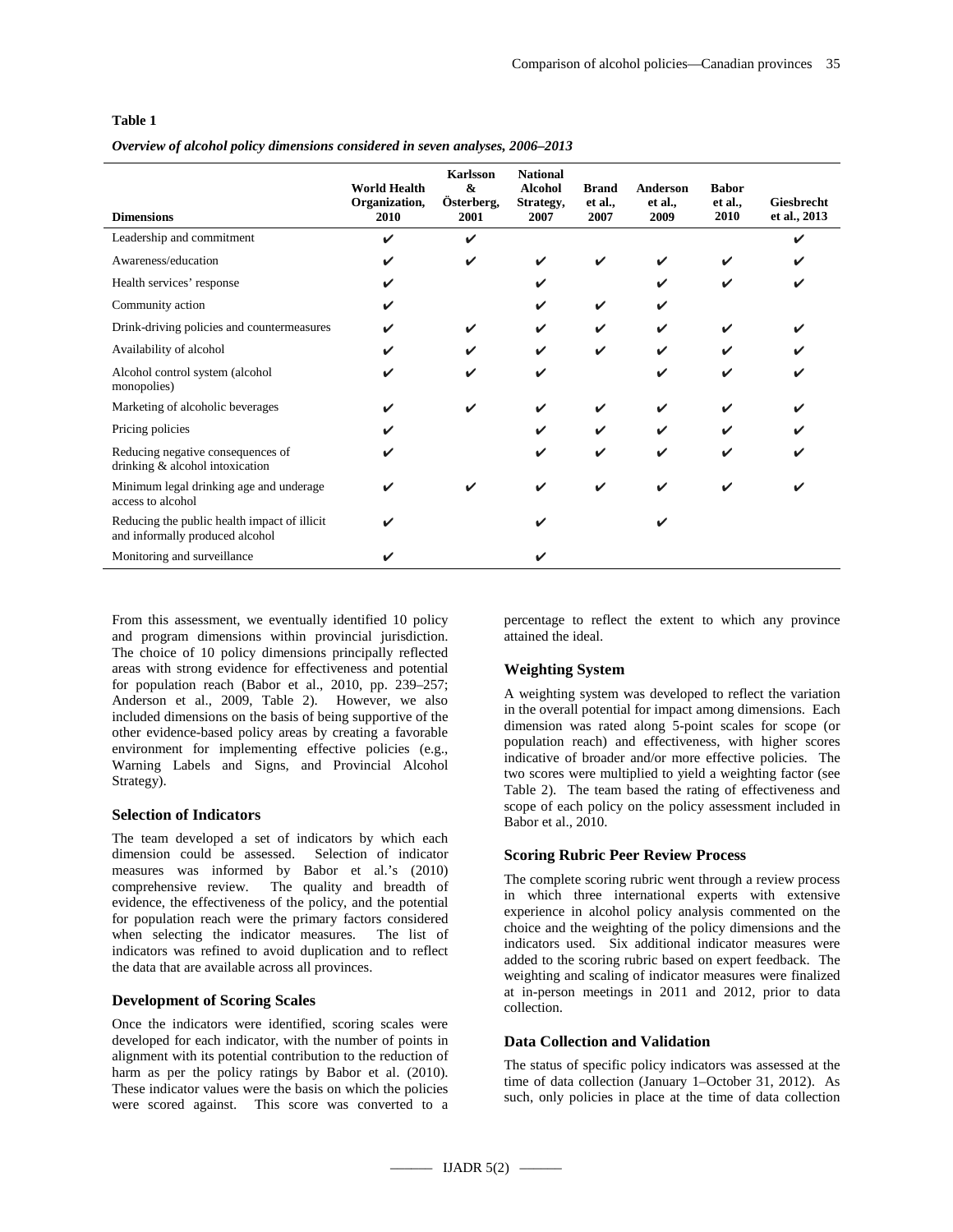**Table 1**

***Overview of alcohol policy dimensions considered in seven analyses, 2006–2013***

| Dimensions | World Health Organization, 2010 | Karlsson & Österberg, 2001 | National Alcohol Strategy, 2007 | Brand et al., 2007 | Anderson et al., 2009 | Babor et al., 2010 | Giesbrecht et al., 2013 |
|---|---|---|---|---|---|---|---|
| Leadership and commitment | ✔ | ✔ | | | | | ✔ |
| Awareness/education | ✔ | ✔ | ✔ | ✔ | ✔ | ✔ | ✔ |
| Health services' response | ✔ | | ✔ | | ✔ | ✔ | ✔ |
| Community action | ✔ | | ✔ | ✔ | ✔ | | |
| Drink-driving policies and countermeasures | ✔ | ✔ | ✔ | ✔ | ✔ | ✔ | ✔ |
| Availability of alcohol | ✔ | ✔ | ✔ | ✔ | ✔ | ✔ | ✔ |
| Alcohol control system (alcohol monopolies) | ✔ | ✔ | ✔ | | ✔ | ✔ | ✔ |
| Marketing of alcoholic beverages | ✔ | ✔ | ✔ | ✔ | ✔ | ✔ | ✔ |
| Pricing policies | ✔ | | ✔ | ✔ | ✔ | ✔ | ✔ |
| Reducing negative consequences of drinking & alcohol intoxication | ✔ | | ✔ | ✔ | ✔ | ✔ | ✔ |
| Minimum legal drinking age and underage access to alcohol | ✔ | ✔ | ✔ | ✔ | ✔ | ✔ | ✔ |
| Reducing the public health impact of illicit and informally produced alcohol | ✔ | | ✔ | | ✔ | | |
| Monitoring and surveillance | ✔ | | ✔ | | | | |

From this assessment, we eventually identified 10 policy and program dimensions within provincial jurisdiction. The choice of 10 policy dimensions principally reflected areas with strong evidence for effectiveness and potential for population reach (Babor et al., 2010, pp. 239–257; Anderson et al., 2009, Table 2). However, we also included dimensions on the basis of being supportive of the other evidence-based policy areas by creating a favorable environment for implementing effective policies (e.g., Warning Labels and Signs, and Provincial Alcohol Strategy).

### Selection of Indicators

The team developed a set of indicators by which each dimension could be assessed. Selection of indicator measures was informed by Babor et al.'s (2010) comprehensive review. The quality and breadth of evidence, the effectiveness of the policy, and the potential for population reach were the primary factors considered when selecting the indicator measures. The list of indicators was refined to avoid duplication and to reflect the data that are available across all provinces.

### Development of Scoring Scales

Once the indicators were identified, scoring scales were developed for each indicator, with the number of points in alignment with its potential contribution to the reduction of harm as per the policy ratings by Babor et al. (2010). These indicator values were the basis on which the policies were scored against. This score was converted to a percentage to reflect the extent to which any province attained the ideal.

### Weighting System

A weighting system was developed to reflect the variation in the overall potential for impact among dimensions. Each dimension was rated along 5-point scales for scope (or population reach) and effectiveness, with higher scores indicative of broader and/or more effective policies. The two scores were multiplied to yield a weighting factor (see Table 2). The team based the rating of effectiveness and scope of each policy on the policy assessment included in Babor et al., 2010.

### Scoring Rubric Peer Review Process

The complete scoring rubric went through a review process in which three international experts with extensive experience in alcohol policy analysis commented on the choice and the weighting of the policy dimensions and the indicators used. Six additional indicator measures were added to the scoring rubric based on expert feedback. The weighting and scaling of indicator measures were finalized at in-person meetings in 2011 and 2012, prior to data collection.

### Data Collection and Validation

The status of specific policy indicators was assessed at the time of data collection (January 1–October 31, 2012). As such, only policies in place at the time of data collection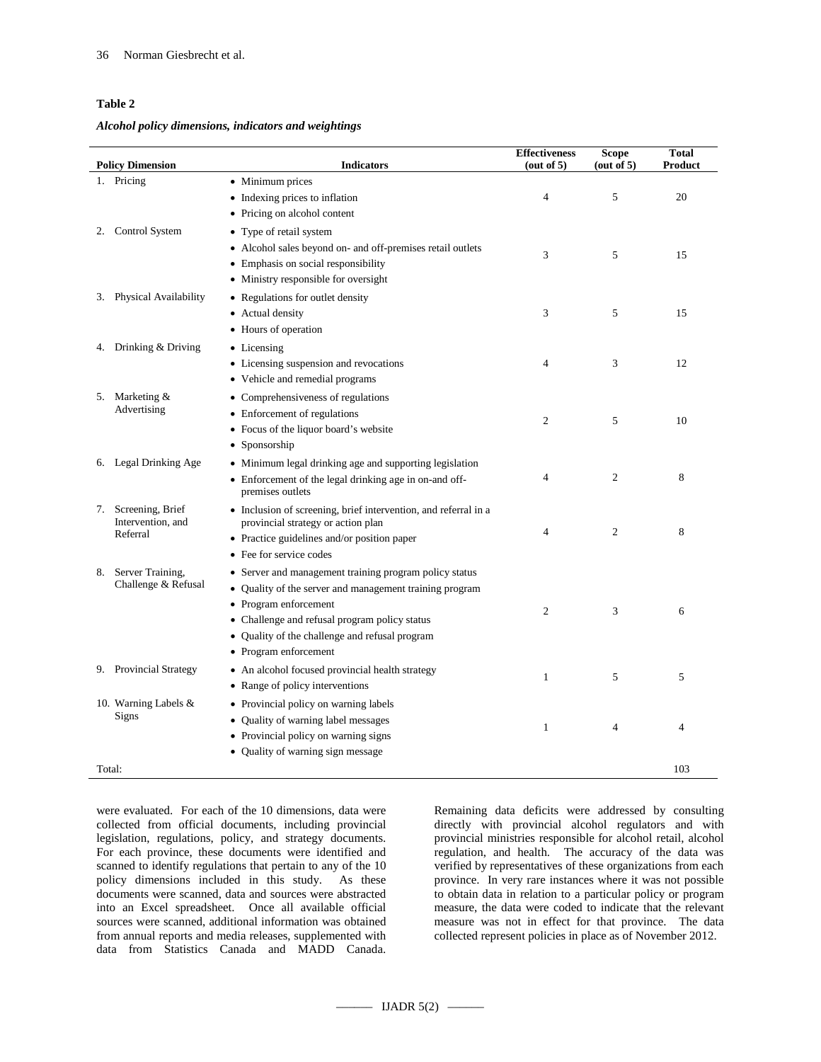**Table 2**

***Alcohol policy dimensions, indicators and weightings***

| Policy Dimension | Indicators | Effectiveness (out of 5) | Scope (out of 5) | Total Product |
|---|---|---|---|---|
| 1. Pricing | • Minimum prices<br>• Indexing prices to inflation<br>• Pricing on alcohol content | 4 | 5 | 20 |
| 2. Control System | • Type of retail system<br>• Alcohol sales beyond on- and off-premises retail outlets<br>• Emphasis on social responsibility<br>• Ministry responsible for oversight | 3 | 5 | 15 |
| 3. Physical Availability | • Regulations for outlet density<br>• Actual density<br>• Hours of operation | 3 | 5 | 15 |
| 4. Drinking & Driving | • Licensing<br>• Licensing suspension and revocations<br>• Vehicle and remedial programs | 4 | 3 | 12 |
| 5. Marketing & Advertising | • Comprehensiveness of regulations<br>• Enforcement of regulations<br>• Focus of the liquor board's website<br>• Sponsorship | 2 | 5 | 10 |
| 6. Legal Drinking Age | • Minimum legal drinking age and supporting legislation<br>• Enforcement of the legal drinking age in on-and off-premises outlets | 4 | 2 | 8 |
| 7. Screening, Brief Intervention, and Referral | • Inclusion of screening, brief intervention, and referral in a provincial strategy or action plan<br>• Practice guidelines and/or position paper<br>• Fee for service codes | 4 | 2 | 8 |
| 8. Server Training, Challenge & Refusal | • Server and management training program policy status<br>• Quality of the server and management training program<br>• Program enforcement<br>• Challenge and refusal program policy status<br>• Quality of the challenge and refusal program<br>• Program enforcement | 2 | 3 | 6 |
| 9. Provincial Strategy | • An alcohol focused provincial health strategy<br>• Range of policy interventions | 1 | 5 | 5 |
| 10. Warning Labels & Signs | • Provincial policy on warning labels<br>• Quality of warning label messages<br>• Provincial policy on warning signs<br>• Quality of warning sign message | 1 | 4 | 4 |
| Total: | | | | 103 |

were evaluated. For each of the 10 dimensions, data were collected from official documents, including provincial legislation, regulations, policy, and strategy documents. For each province, these documents were identified and scanned to identify regulations that pertain to any of the 10 policy dimensions included in this study. As these documents were scanned, data and sources were abstracted into an Excel spreadsheet. Once all available official sources were scanned, additional information was obtained from annual reports and media releases, supplemented with data from Statistics Canada and MADD Canada. Remaining data deficits were addressed by consulting directly with provincial alcohol regulators and with provincial ministries responsible for alcohol retail, alcohol regulation, and health. The accuracy of the data was verified by representatives of these organizations from each province. In very rare instances where it was not possible to obtain data in relation to a particular policy or program measure, the data were coded to indicate that the relevant measure was not in effect for that province. The data collected represent policies in place as of November 2012.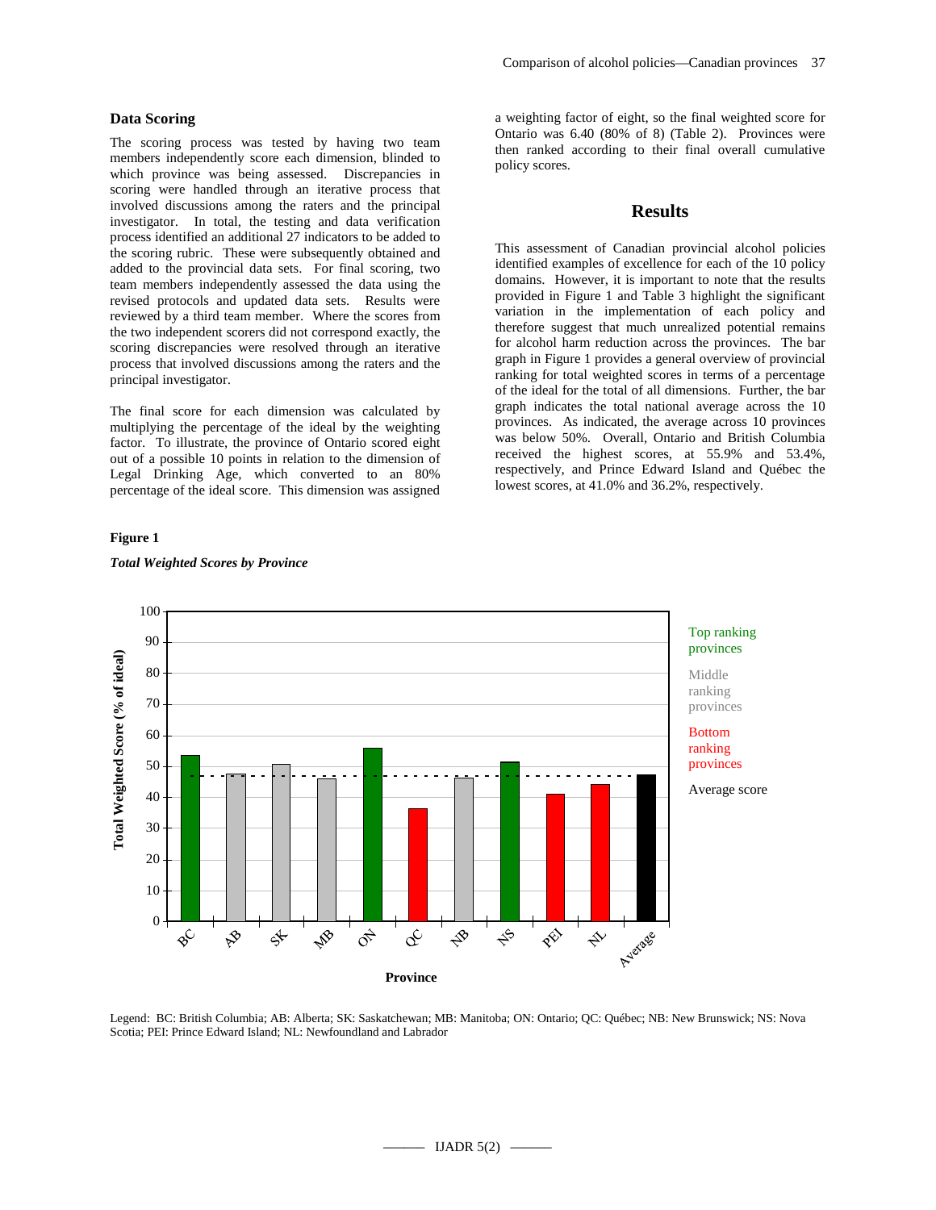### Data Scoring

The scoring process was tested by having two team members independently score each dimension, blinded to which province was being assessed. Discrepancies in scoring were handled through an iterative process that involved discussions among the raters and the principal investigator. In total, the testing and data verification process identified an additional 27 indicators to be added to the scoring rubric. These were subsequently obtained and added to the provincial data sets. For final scoring, two team members independently assessed the data using the revised protocols and updated data sets. Results were reviewed by a third team member. Where the scores from the two independent scorers did not correspond exactly, the scoring discrepancies were resolved through an iterative process that involved discussions among the raters and the principal investigator.

The final score for each dimension was calculated by multiplying the percentage of the ideal by the weighting factor. To illustrate, the province of Ontario scored eight out of a possible 10 points in relation to the dimension of Legal Drinking Age, which converted to an 80% percentage of the ideal score. This dimension was assigned a weighting factor of eight, so the final weighted score for Ontario was 6.40 (80% of 8) (Table 2). Provinces were then ranked according to their final overall cumulative policy scores.

## Results

This assessment of Canadian provincial alcohol policies identified examples of excellence for each of the 10 policy domains. However, it is important to note that the results provided in Figure 1 and Table 3 highlight the significant variation in the implementation of each policy and therefore suggest that much unrealized potential remains for alcohol harm reduction across the provinces. The bar graph in Figure 1 provides a general overview of provincial ranking for total weighted scores in terms of a percentage of the ideal for the total of all dimensions. Further, the bar graph indicates the total national average across the 10 provinces. As indicated, the average across 10 provinces was below 50%. Overall, Ontario and British Columbia received the highest scores, at 55.9% and 53.4%, respectively, and Prince Edward Island and Québec the lowest scores, at 41.0% and 36.2%, respectively.

**Figure 1**

***Total Weighted Scores by Province***

Legend: BC: British Columbia; AB: Alberta; SK: Saskatchewan; MB: Manitoba; ON: Ontario; QC: Québec; NB: New Brunswick; NS: Nova Scotia; PEI: Prince Edward Island; NL: Newfoundland and Labrador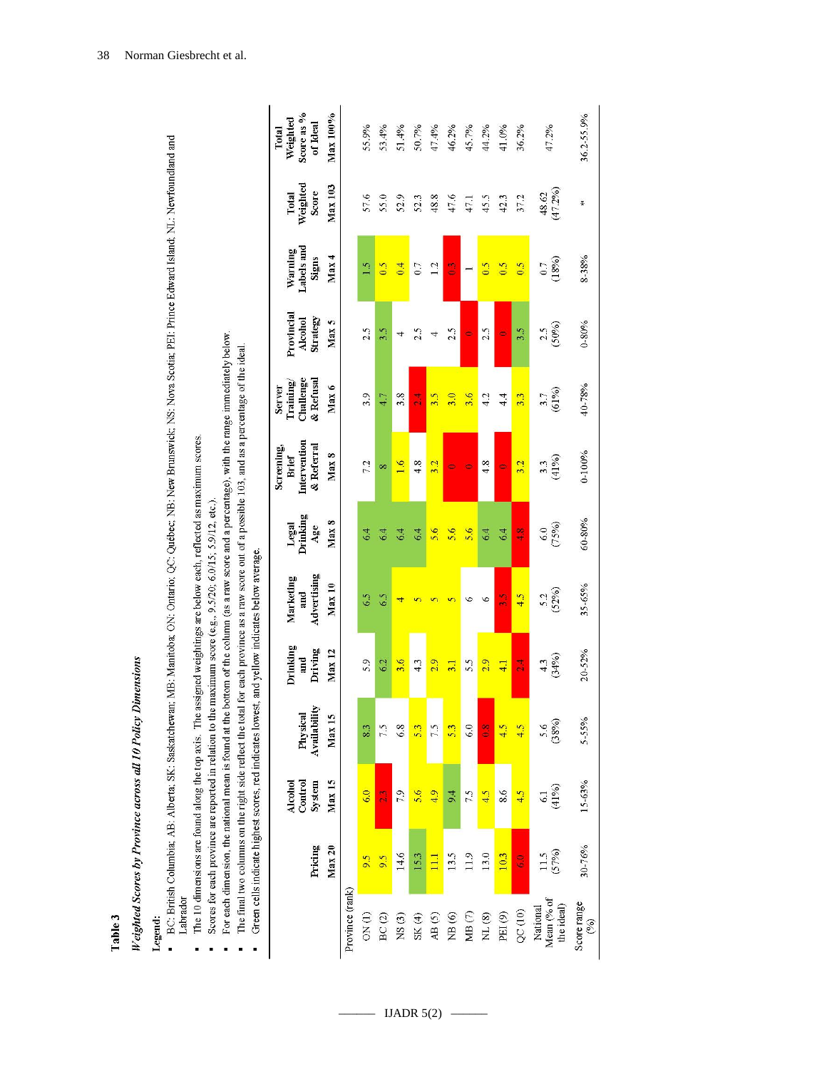**Table 3**

*Weighted Scores by Province across all 10 Policy Dimensions*

**Legend:**

- BC: British Columbia; AB: Alberta; SK: Saskatchewan; MB: Manitoba; ON: Ontario; QC: Québec; NB: New Brunswick; NS: Nova Scotia; PEI: Prince Edward Island; NL: Newfoundland and Labrador
- The 10 dimensions are found along the top axis. The assigned weightings are below each, reflected as maximum scores.
- Scores for each province are reported in relation to the maximum score (e.g., 9.5/20; 6.0/15; 5.9/12, etc.).
- For each dimension, the national mean is found at the bottom of the column (as a raw score and a percentage), with the range immediately below.
- The final two columns on the right side reflect the total for each province as a raw score out of a possible 103, and as a percentage of the ideal.
- Green cells indicate highest scores, red indicates lowest, and yellow indicates below average.

| | Pricing | Alcohol Control System | Physical Availability | Drinking and Driving | Marketing and Advertising | Legal Drinking Age | Screening, Brief Intervention & Referral | Server Training/ Challenge & Refusal | Provincial Alcohol Strategy | Warning Labels and Signs | Total Weighted Score | Total Weighted Score as % of Ideal |
|---|---|---|---|---|---|---|---|---|---|---|---|---|
| | Max 20 | Max 15 | Max 15 | Max 12 | Max 10 | Max 8 | Max 8 | Max 6 | Max 5 | Max 4 | Max 103 | Max 100% |
| Province (rank) | | | | | | | | | | | | |
| ON (1) | 9.5 | 6.0 | 8.3 | 5.9 | 6.5 | 6.4 | 7.2 | 3.9 | 2.5 | 1.5 | 57.6 | 55.9% |
| BC (2) | 9.5 | 2.3 | 7.5 | 6.2 | 6.5 | 6.4 | 8 | 4.7 | 3.5 | 0.5 | 55.0 | 53.4% |
| NS (3) | 14.6 | 7.9 | 6.8 | 3.6 | 4 | 6.4 | 1.6 | 3.8 | 4 | 0.4 | 52.9 | 51.4% |
| SK (4) | 15.3 | 5.6 | 5.3 | 4.3 | 5 | 6.4 | 4.8 | 2.4 | 2.5 | 0.7 | 52.3 | 50.7% |
| AB (5) | 11.1 | 4.9 | 7.5 | 2.9 | 5 | 5.6 | 3.2 | 3.5 | 4 | 1.2 | 48.8 | 47.4% |
| NB (6) | 13.5 | 9.4 | 5.3 | 3.1 | 5 | 5.6 | 0 | 3.0 | 2.5 | 0.3 | 47.6 | 46.2% |
| MB (7) | 11.9 | 7.5 | 6.0 | 5.5 | 6 | 5.6 | 0 | 3.6 | 0 | 1 | 47.1 | 45.7% |
| NL (8) | 13.0 | 4.5 | 0.8 | 2.9 | 6 | 6.4 | 4.8 | 4.2 | 2.5 | 0.5 | 45.5 | 44.2% |
| PEI (9) | 10.3 | 8.6 | 4.5 | 4.1 | 3.5 | 6.4 | 0 | 4.4 | 0 | 0.5 | 42.3 | 41.0% |
| QC (10) | 6.0 | 4.5 | 4.5 | 2.4 | 4.5 | 4.8 | 3.2 | 3.3 | 3.5 | 0.5 | 37.2 | 36.2% |
| National Mean (% of the ideal) | 11.5 (57%) | 6.1 (41%) | 5.6 (38%) | 4.3 (34%) | 5.2 (52%) | 6.0 (75%) | 3.3 (41%) | 3.7 (61%) | 2.5 (50%) | 0.7 (18%) | 48.62 (47.2%) | 47.2% |
| Score range (%) | 30-76% | 15-63% | 5-55% | 20-52% | 35-65% | 60-80% | 0-100% | 40-78% | 0-80% | 8-38% | * | 36.2-55.9% |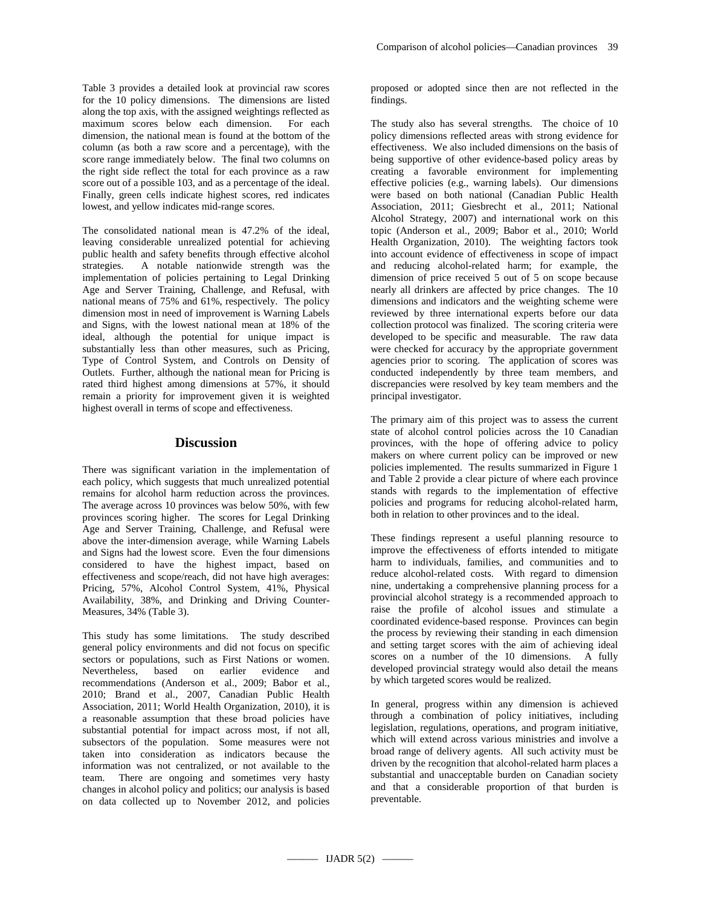Table 3 provides a detailed look at provincial raw scores for the 10 policy dimensions. The dimensions are listed along the top axis, with the assigned weightings reflected as maximum scores below each dimension. For each dimension, the national mean is found at the bottom of the column (as both a raw score and a percentage), with the score range immediately below. The final two columns on the right side reflect the total for each province as a raw score out of a possible 103, and as a percentage of the ideal. Finally, green cells indicate highest scores, red indicates lowest, and yellow indicates mid-range scores.

The consolidated national mean is 47.2% of the ideal, leaving considerable unrealized potential for achieving public health and safety benefits through effective alcohol strategies. A notable nationwide strength was the implementation of policies pertaining to Legal Drinking Age and Server Training, Challenge, and Refusal, with national means of 75% and 61%, respectively. The policy dimension most in need of improvement is Warning Labels and Signs, with the lowest national mean at 18% of the ideal, although the potential for unique impact is substantially less than other measures, such as Pricing, Type of Control System, and Controls on Density of Outlets. Further, although the national mean for Pricing is rated third highest among dimensions at 57%, it should remain a priority for improvement given it is weighted highest overall in terms of scope and effectiveness.

## Discussion

There was significant variation in the implementation of each policy, which suggests that much unrealized potential remains for alcohol harm reduction across the provinces. The average across 10 provinces was below 50%, with few provinces scoring higher. The scores for Legal Drinking Age and Server Training, Challenge, and Refusal were above the inter-dimension average, while Warning Labels and Signs had the lowest score. Even the four dimensions considered to have the highest impact, based on effectiveness and scope/reach, did not have high averages: Pricing, 57%, Alcohol Control System, 41%, Physical Availability, 38%, and Drinking and Driving Counter-Measures, 34% (Table 3).

This study has some limitations. The study described general policy environments and did not focus on specific sectors or populations, such as First Nations or women. Nevertheless, based on earlier evidence and recommendations (Anderson et al., 2009; Babor et al., 2010; Brand et al., 2007, Canadian Public Health Association, 2011; World Health Organization, 2010), it is a reasonable assumption that these broad policies have substantial potential for impact across most, if not all, subsectors of the population. Some measures were not taken into consideration as indicators because the information was not centralized, or not available to the team. There are ongoing and sometimes very hasty changes in alcohol policy and politics; our analysis is based on data collected up to November 2012, and policies proposed or adopted since then are not reflected in the findings.

The study also has several strengths. The choice of 10 policy dimensions reflected areas with strong evidence for effectiveness. We also included dimensions on the basis of being supportive of other evidence-based policy areas by creating a favorable environment for implementing effective policies (e.g., warning labels). Our dimensions were based on both national (Canadian Public Health Association, 2011; Giesbrecht et al., 2011; National Alcohol Strategy, 2007) and international work on this topic (Anderson et al., 2009; Babor et al., 2010; World Health Organization, 2010). The weighting factors took into account evidence of effectiveness in scope of impact and reducing alcohol-related harm; for example, the dimension of price received 5 out of 5 on scope because nearly all drinkers are affected by price changes. The 10 dimensions and indicators and the weighting scheme were reviewed by three international experts before our data collection protocol was finalized. The scoring criteria were developed to be specific and measurable. The raw data were checked for accuracy by the appropriate government agencies prior to scoring. The application of scores was conducted independently by three team members, and discrepancies were resolved by key team members and the principal investigator.

The primary aim of this project was to assess the current state of alcohol control policies across the 10 Canadian provinces, with the hope of offering advice to policy makers on where current policy can be improved or new policies implemented. The results summarized in Figure 1 and Table 2 provide a clear picture of where each province stands with regards to the implementation of effective policies and programs for reducing alcohol-related harm, both in relation to other provinces and to the ideal.

These findings represent a useful planning resource to improve the effectiveness of efforts intended to mitigate harm to individuals, families, and communities and to reduce alcohol-related costs. With regard to dimension nine, undertaking a comprehensive planning process for a provincial alcohol strategy is a recommended approach to raise the profile of alcohol issues and stimulate a coordinated evidence-based response. Provinces can begin the process by reviewing their standing in each dimension and setting target scores with the aim of achieving ideal scores on a number of the 10 dimensions. A fully developed provincial strategy would also detail the means by which targeted scores would be realized.

In general, progress within any dimension is achieved through a combination of policy initiatives, including legislation, regulations, operations, and program initiative, which will extend across various ministries and involve a broad range of delivery agents. All such activity must be driven by the recognition that alcohol-related harm places a substantial and unacceptable burden on Canadian society and that a considerable proportion of that burden is preventable.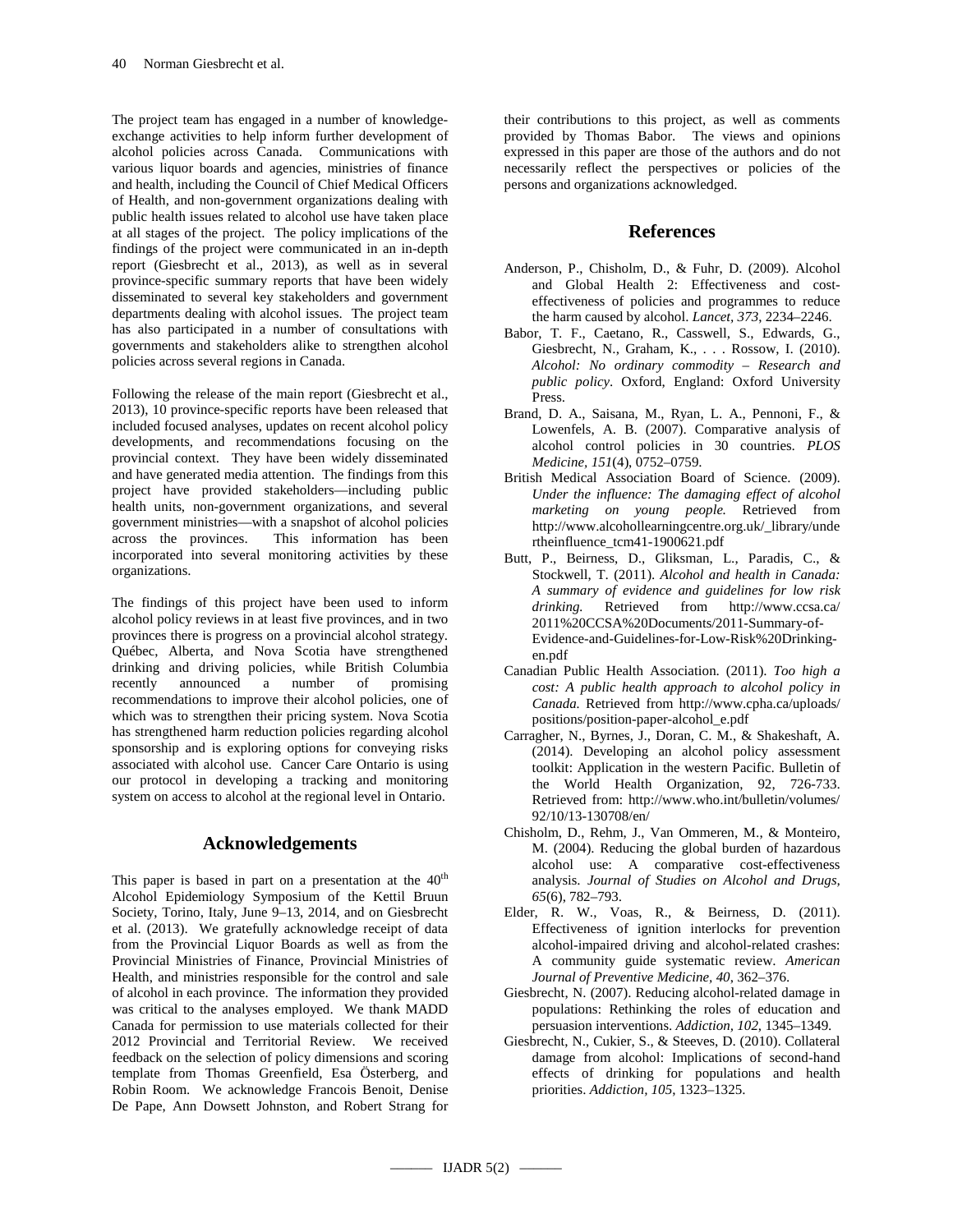The project team has engaged in a number of knowledge-exchange activities to help inform further development of alcohol policies across Canada. Communications with various liquor boards and agencies, ministries of finance and health, including the Council of Chief Medical Officers of Health, and non-government organizations dealing with public health issues related to alcohol use have taken place at all stages of the project. The policy implications of the findings of the project were communicated in an in-depth report (Giesbrecht et al., 2013), as well as in several province-specific summary reports that have been widely disseminated to several key stakeholders and government departments dealing with alcohol issues. The project team has also participated in a number of consultations with governments and stakeholders alike to strengthen alcohol policies across several regions in Canada.

Following the release of the main report (Giesbrecht et al., 2013), 10 province-specific reports have been released that included focused analyses, updates on recent alcohol policy developments, and recommendations focusing on the provincial context. They have been widely disseminated and have generated media attention. The findings from this project have provided stakeholders—including public health units, non-government organizations, and several government ministries—with a snapshot of alcohol policies across the provinces. This information has been incorporated into several monitoring activities by these organizations.

The findings of this project have been used to inform alcohol policy reviews in at least five provinces, and in two provinces there is progress on a provincial alcohol strategy. Québec, Alberta, and Nova Scotia have strengthened drinking and driving policies, while British Columbia recently announced a number of promising recommendations to improve their alcohol policies, one of which was to strengthen their pricing system. Nova Scotia has strengthened harm reduction policies regarding alcohol sponsorship and is exploring options for conveying risks associated with alcohol use. Cancer Care Ontario is using our protocol in developing a tracking and monitoring system on access to alcohol at the regional level in Ontario.

## Acknowledgements

This paper is based in part on a presentation at the 40th Alcohol Epidemiology Symposium of the Kettil Bruun Society, Torino, Italy, June 9–13, 2014, and on Giesbrecht et al. (2013). We gratefully acknowledge receipt of data from the Provincial Liquor Boards as well as from the Provincial Ministries of Finance, Provincial Ministries of Health, and ministries responsible for the control and sale of alcohol in each province. The information they provided was critical to the analyses employed. We thank MADD Canada for permission to use materials collected for their 2012 Provincial and Territorial Review. We received feedback on the selection of policy dimensions and scoring template from Thomas Greenfield, Esa Österberg, and Robin Room. We acknowledge Francois Benoit, Denise De Pape, Ann Dowsett Johnston, and Robert Strang for their contributions to this project, as well as comments provided by Thomas Babor. The views and opinions expressed in this paper are those of the authors and do not necessarily reflect the perspectives or policies of the persons and organizations acknowledged.

## References

Anderson, P., Chisholm, D., & Fuhr, D. (2009). Alcohol and Global Health 2: Effectiveness and cost-effectiveness of policies and programmes to reduce the harm caused by alcohol. *Lancet, 373*, 2234–2246.

Babor, T. F., Caetano, R., Casswell, S., Edwards, G., Giesbrecht, N., Graham, K., . . . Rossow, I. (2010). *Alcohol: No ordinary commodity – Research and public policy*. Oxford, England: Oxford University Press.

Brand, D. A., Saisana, M., Ryan, L. A., Pennoni, F., & Lowenfels, A. B. (2007). Comparative analysis of alcohol control policies in 30 countries. *PLOS Medicine, 151*(4), 0752–0759.

British Medical Association Board of Science. (2009). *Under the influence: The damaging effect of alcohol marketing on young people.* Retrieved from http://www.alcohollearningcentre.org.uk/_library/undertheinfluence_tcm41-1900621.pdf

Butt, P., Beirness, D., Gliksman, L., Paradis, C., & Stockwell, T. (2011). *Alcohol and health in Canada: A summary of evidence and guidelines for low risk drinking.* Retrieved from http://www.ccsa.ca/2011%20CCSA%20Documents/2011-Summary-of-Evidence-and-Guidelines-for-Low-Risk%20Drinking-en.pdf

Canadian Public Health Association. (2011). *Too high a cost: A public health approach to alcohol policy in Canada.* Retrieved from http://www.cpha.ca/uploads/positions/position-paper-alcohol_e.pdf

Carragher, N., Byrnes, J., Doran, C. M., & Shakeshaft, A. (2014). Developing an alcohol policy assessment toolkit: Application in the western Pacific. Bulletin of the World Health Organization, 92, 726-733. Retrieved from: http://www.who.int/bulletin/volumes/92/10/13-130708/en/

Chisholm, D., Rehm, J., Van Ommeren, M., & Monteiro, M. (2004). Reducing the global burden of hazardous alcohol use: A comparative cost-effectiveness analysis. *Journal of Studies on Alcohol and Drugs, 65*(6), 782–793.

Elder, R. W., Voas, R., & Beirness, D. (2011). Effectiveness of ignition interlocks for prevention alcohol-impaired driving and alcohol-related crashes: A community guide systematic review. *American Journal of Preventive Medicine, 40*, 362–376.

Giesbrecht, N. (2007). Reducing alcohol-related damage in populations: Rethinking the roles of education and persuasion interventions. *Addiction, 102*, 1345–1349.

Giesbrecht, N., Cukier, S., & Steeves, D. (2010). Collateral damage from alcohol: Implications of second-hand effects of drinking for populations and health priorities. *Addiction, 105*, 1323–1325.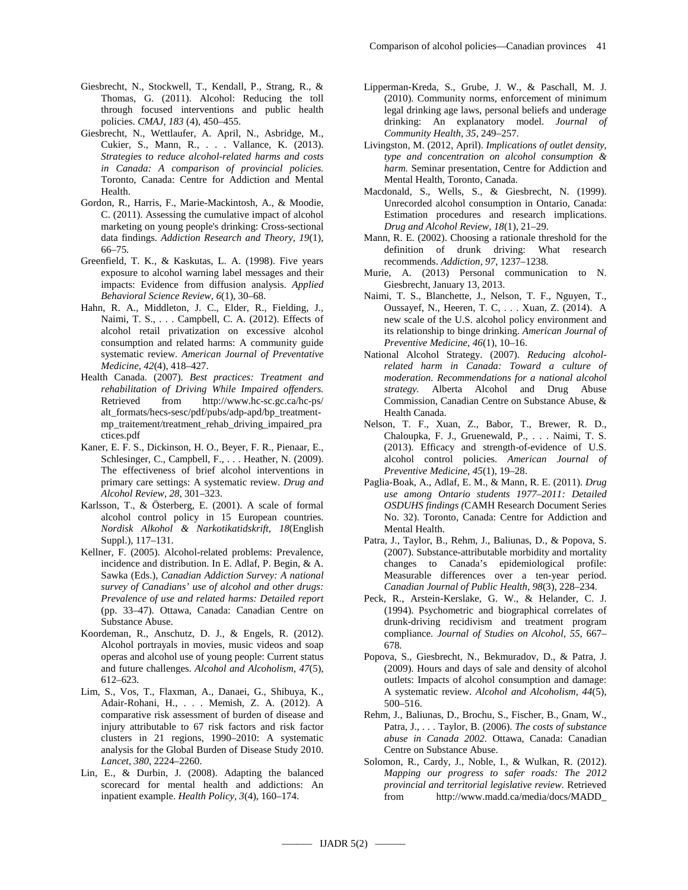Giesbrecht, N., Stockwell, T., Kendall, P., Strang, R., & Thomas, G. (2011). Alcohol: Reducing the toll through focused interventions and public health policies. *CMAJ, 183* (4), 450–455.

Giesbrecht, N., Wettlaufer, A. April, N., Asbridge, M., Cukier, S., Mann, R., . . . Vallance, K. (2013). *Strategies to reduce alcohol-related harms and costs in Canada: A comparison of provincial policies.* Toronto, Canada: Centre for Addiction and Mental Health.

Gordon, R., Harris, F., Marie-Mackintosh, A., & Moodie, C. (2011). Assessing the cumulative impact of alcohol marketing on young people's drinking: Cross-sectional data findings. *Addiction Research and Theory, 19*(1), 66–75.

Greenfield, T. K., & Kaskutas, L. A. (1998). Five years exposure to alcohol warning label messages and their impacts: Evidence from diffusion analysis. *Applied Behavioral Science Review, 6*(1), 30–68.

Hahn, R. A., Middleton, J. C., Elder, R., Fielding, J., Naimi, T. S., . . . Campbell, C. A. (2012). Effects of alcohol retail privatization on excessive alcohol consumption and related harms: A community guide systematic review. *American Journal of Preventative Medicine, 42*(4), 418–427.

Health Canada. (2007). *Best practices: Treatment and rehabilitation of Driving While Impaired offenders.* Retrieved from http://www.hc-sc.gc.ca/hc-ps/alt_formats/hecs-sesc/pdf/pubs/adp-apd/bp_treatment-mp_traitement/treatment_rehab_driving_impaired_practices.pdf

Kaner, E. F. S., Dickinson, H. O., Beyer, F. R., Pienaar, E., Schlesinger, C., Campbell, F., . . . Heather, N. (2009). The effectiveness of brief alcohol interventions in primary care settings: A systematic review. *Drug and Alcohol Review, 28,* 301–323.

Karlsson, T., & Österberg, E. (2001). A scale of formal alcohol control policy in 15 European countries. *Nordisk Alkohol & Narkotikatidskrift, 18*(English Suppl.), 117–131.

Kellner, F. (2005). Alcohol-related problems: Prevalence, incidence and distribution. In E. Adlaf, P. Begin, & A. Sawka (Eds.), *Canadian Addiction Survey: A national survey of Canadians' use of alcohol and other drugs: Prevalence of use and related harms: Detailed report* (pp. 33–47). Ottawa, Canada: Canadian Centre on Substance Abuse.

Koordeman, R., Anschutz, D. J., & Engels, R. (2012). Alcohol portrayals in movies, music videos and soap operas and alcohol use of young people: Current status and future challenges. *Alcohol and Alcoholism, 47*(5), 612–623.

Lim, S., Vos, T., Flaxman, A., Danaei, G., Shibuya, K., Adair-Rohani, H., . . . Memish, Z. A. (2012). A comparative risk assessment of burden of disease and injury attributable to 67 risk factors and risk factor clusters in 21 regions, 1990–2010: A systematic analysis for the Global Burden of Disease Study 2010. *Lancet, 380,* 2224–2260.

Lin, E., & Durbin, J. (2008). Adapting the balanced scorecard for mental health and addictions: An inpatient example. *Health Policy, 3*(4), 160–174.

Lipperman-Kreda, S., Grube, J. W., & Paschall, M. J. (2010). Community norms, enforcement of minimum legal drinking age laws, personal beliefs and underage drinking: An explanatory model. *Journal of Community Health, 35,* 249–257.

Livingston, M. (2012, April). *Implications of outlet density, type and concentration on alcohol consumption & harm.* Seminar presentation, Centre for Addiction and Mental Health, Toronto, Canada.

Macdonald, S., Wells, S., & Giesbrecht, N. (1999). Unrecorded alcohol consumption in Ontario, Canada: Estimation procedures and research implications. *Drug and Alcohol Review, 18*(1), 21–29.

Mann, R. E. (2002). Choosing a rationale threshold for the definition of drunk driving: What research recommends. *Addiction, 97,* 1237–1238.

Murie, A. (2013) Personal communication to N. Giesbrecht, January 13, 2013.

Naimi, T. S., Blanchette, J., Nelson, T. F., Nguyen, T., Oussayef, N., Heeren, T. C, . . . Xuan, Z. (2014). A new scale of the U.S. alcohol policy environment and its relationship to binge drinking. *American Journal of Preventive Medicine, 46*(1), 10–16.

National Alcohol Strategy. (2007). *Reducing alcohol-related harm in Canada: Toward a culture of moderation. Recommendations for a national alcohol strategy.* Alberta Alcohol and Drug Abuse Commission, Canadian Centre on Substance Abuse, & Health Canada.

Nelson, T. F., Xuan, Z., Babor, T., Brewer, R. D., Chaloupka, F. J., Gruenewald, P., . . . Naimi, T. S. (2013). Efficacy and strength-of-evidence of U.S. alcohol control policies. *American Journal of Preventive Medicine, 45*(1), 19–28.

Paglia-Boak, A., Adlaf, E. M., & Mann, R. E. (2011). *Drug use among Ontario students 1977–2011: Detailed OSDUHS findings (*CAMH Research Document Series No. 32). Toronto, Canada: Centre for Addiction and Mental Health.

Patra, J., Taylor, B., Rehm, J., Baliunas, D., & Popova, S. (2007). Substance-attributable morbidity and mortality changes to Canada's epidemiological profile: Measurable differences over a ten-year period. *Canadian Journal of Public Health, 98*(3), 228–234.

Peck, R., Arstein-Kerslake, G. W., & Helander, C. J. (1994). Psychometric and biographical correlates of drunk-driving recidivism and treatment program compliance. *Journal of Studies on Alcohol, 55,* 667–678.

Popova, S., Giesbrecht, N., Bekmuradov, D., & Patra, J. (2009). Hours and days of sale and density of alcohol outlets: Impacts of alcohol consumption and damage: A systematic review. *Alcohol and Alcoholism, 44*(5), 500–516.

Rehm, J., Baliunas, D., Brochu, S., Fischer, B., Gnam, W., Patra, J., . . . Taylor, B. (2006). *The costs of substance abuse in Canada 2002.* Ottawa, Canada: Canadian Centre on Substance Abuse.

Solomon, R., Cardy, J., Noble, I., & Wulkan, R. (2012). *Mapping our progress to safer roads: The 2012 provincial and territorial legislative review.* Retrieved from http://www.madd.ca/media/docs/MADD_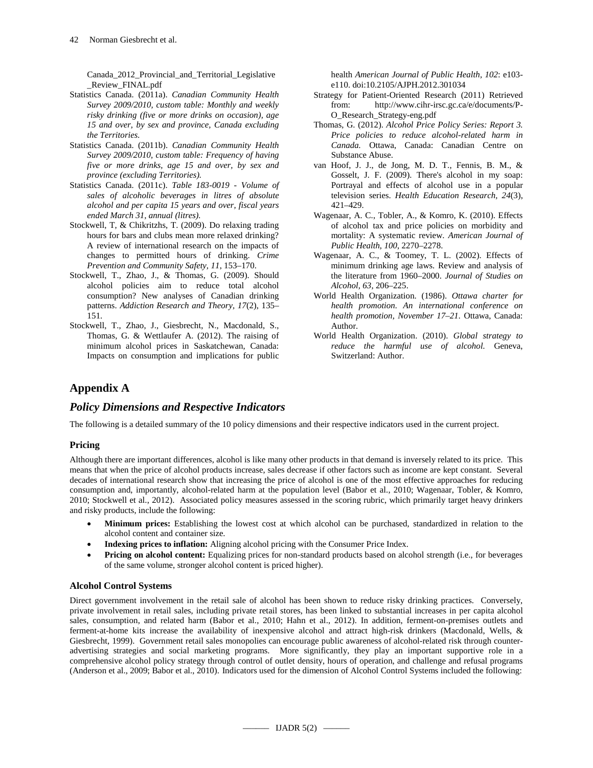Canada_2012_Provincial_and_Territorial_Legislative_Review_FINAL.pdf

Statistics Canada. (2011a). *Canadian Community Health Survey 2009/2010, custom table: Monthly and weekly risky drinking (five or more drinks on occasion), age 15 and over, by sex and province, Canada excluding the Territories.*

Statistics Canada. (2011b). *Canadian Community Health Survey 2009/2010, custom table: Frequency of having five or more drinks, age 15 and over, by sex and province (excluding Territories).*

Statistics Canada. (2011c). *Table 183-0019 - Volume of sales of alcoholic beverages in litres of absolute alcohol and per capita 15 years and over, fiscal years ended March 31, annual (litres).*

Stockwell, T, & Chikritzhs, T. (2009). Do relaxing trading hours for bars and clubs mean more relaxed drinking? A review of international research on the impacts of changes to permitted hours of drinking. *Crime Prevention and Community Safety, 11*, 153–170.

Stockwell, T., Zhao, J., & Thomas, G. (2009). Should alcohol policies aim to reduce total alcohol consumption? New analyses of Canadian drinking patterns. *Addiction Research and Theory, 17*(2), 135–151.

Stockwell, T., Zhao, J., Giesbrecht, N., Macdonald, S., Thomas, G. & Wettlaufer A. (2012). The raising of minimum alcohol prices in Saskatchewan, Canada: Impacts on consumption and implications for public health *American Journal of Public Health, 102*: e103-e110. doi:10.2105/AJPH.2012.301034

Strategy for Patient-Oriented Research (2011) Retrieved from: http://www.cihr-irsc.gc.ca/e/documents/P-O_Research_Strategy-eng.pdf

Thomas, G. (2012). *Alcohol Price Policy Series: Report 3. Price policies to reduce alcohol-related harm in Canada.* Ottawa, Canada: Canadian Centre on Substance Abuse.

van Hoof, J. J., de Jong, M. D. T., Fennis, B. M., & Gosselt, J. F. (2009). There's alcohol in my soap: Portrayal and effects of alcohol use in a popular television series. *Health Education Research*, *24*(3), 421–429.

Wagenaar, A. C., Tobler, A., & Komro, K. (2010). Effects of alcohol tax and price policies on morbidity and mortality: A systematic review. *American Journal of Public Health, 100*, 2270–2278.

Wagenaar, A. C., & Toomey, T. L. (2002). Effects of minimum drinking age laws. Review and analysis of the literature from 1960–2000. *Journal of Studies on Alcohol, 63*, 206–225.

World Health Organization. (1986). *Ottawa charter for health promotion. An international conference on health promotion, November 17–21.* Ottawa, Canada: Author.

World Health Organization. (2010). *Global strategy to reduce the harmful use of alcohol.* Geneva, Switzerland: Author.

# Appendix A

## *Policy Dimensions and Respective Indicators*

The following is a detailed summary of the 10 policy dimensions and their respective indicators used in the current project.

### Pricing

Although there are important differences, alcohol is like many other products in that demand is inversely related to its price. This means that when the price of alcohol products increase, sales decrease if other factors such as income are kept constant. Several decades of international research show that increasing the price of alcohol is one of the most effective approaches for reducing consumption and, importantly, alcohol-related harm at the population level (Babor et al., 2010; Wagenaar, Tobler, & Komro, 2010; Stockwell et al., 2012). Associated policy measures assessed in the scoring rubric, which primarily target heavy drinkers and risky products, include the following:

- **Minimum prices:** Establishing the lowest cost at which alcohol can be purchased, standardized in relation to the alcohol content and container size.
- **Indexing prices to inflation:** Aligning alcohol pricing with the Consumer Price Index.
- **Pricing on alcohol content:** Equalizing prices for non-standard products based on alcohol strength (i.e., for beverages of the same volume, stronger alcohol content is priced higher).

### Alcohol Control Systems

Direct government involvement in the retail sale of alcohol has been shown to reduce risky drinking practices. Conversely, private involvement in retail sales, including private retail stores, has been linked to substantial increases in per capita alcohol sales, consumption, and related harm (Babor et al., 2010; Hahn et al., 2012). In addition, ferment-on-premises outlets and ferment-at-home kits increase the availability of inexpensive alcohol and attract high-risk drinkers (Macdonald, Wells, & Giesbrecht, 1999). Government retail sales monopolies can encourage public awareness of alcohol-related risk through counter-advertising strategies and social marketing programs. More significantly, they play an important supportive role in a comprehensive alcohol policy strategy through control of outlet density, hours of operation, and challenge and refusal programs (Anderson et al., 2009; Babor et al., 2010). Indicators used for the dimension of Alcohol Control Systems included the following: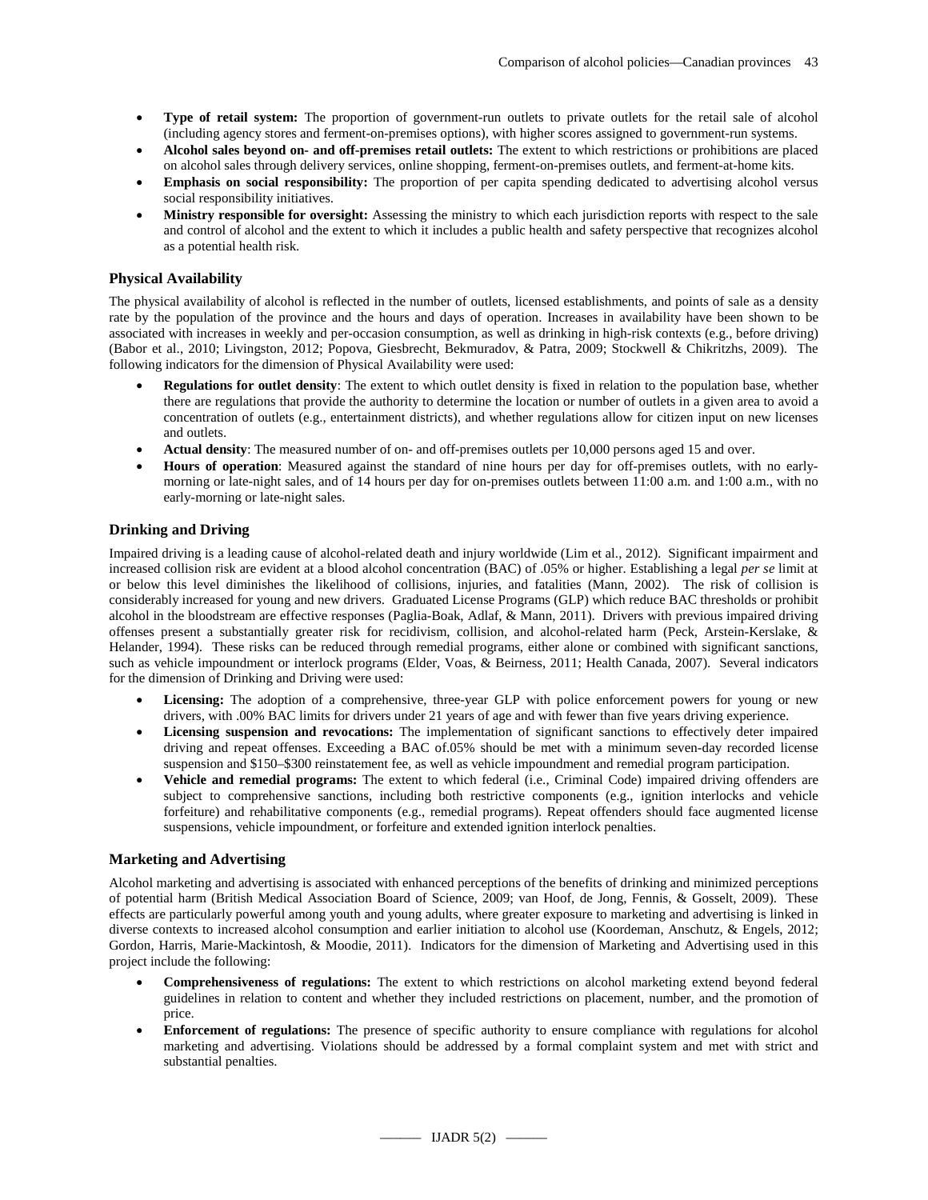- **Type of retail system:** The proportion of government-run outlets to private outlets for the retail sale of alcohol (including agency stores and ferment-on-premises options), with higher scores assigned to government-run systems.
- **Alcohol sales beyond on- and off-premises retail outlets:** The extent to which restrictions or prohibitions are placed on alcohol sales through delivery services, online shopping, ferment-on-premises outlets, and ferment-at-home kits.
- **Emphasis on social responsibility:** The proportion of per capita spending dedicated to advertising alcohol versus social responsibility initiatives.
- **Ministry responsible for oversight:** Assessing the ministry to which each jurisdiction reports with respect to the sale and control of alcohol and the extent to which it includes a public health and safety perspective that recognizes alcohol as a potential health risk.

### Physical Availability

The physical availability of alcohol is reflected in the number of outlets, licensed establishments, and points of sale as a density rate by the population of the province and the hours and days of operation. Increases in availability have been shown to be associated with increases in weekly and per-occasion consumption, as well as drinking in high-risk contexts (e.g., before driving) (Babor et al., 2010; Livingston, 2012; Popova, Giesbrecht, Bekmuradov, & Patra, 2009; Stockwell & Chikritzhs, 2009). The following indicators for the dimension of Physical Availability were used:

- **Regulations for outlet density**: The extent to which outlet density is fixed in relation to the population base, whether there are regulations that provide the authority to determine the location or number of outlets in a given area to avoid a concentration of outlets (e.g., entertainment districts), and whether regulations allow for citizen input on new licenses and outlets.
- **Actual density**: The measured number of on- and off-premises outlets per 10,000 persons aged 15 and over.
- **Hours of operation**: Measured against the standard of nine hours per day for off-premises outlets, with no early-morning or late-night sales, and of 14 hours per day for on-premises outlets between 11:00 a.m. and 1:00 a.m., with no early-morning or late-night sales.

### Drinking and Driving

Impaired driving is a leading cause of alcohol-related death and injury worldwide (Lim et al., 2012). Significant impairment and increased collision risk are evident at a blood alcohol concentration (BAC) of .05% or higher. Establishing a legal *per se* limit at or below this level diminishes the likelihood of collisions, injuries, and fatalities (Mann, 2002). The risk of collision is considerably increased for young and new drivers. Graduated License Programs (GLP) which reduce BAC thresholds or prohibit alcohol in the bloodstream are effective responses (Paglia-Boak, Adlaf, & Mann, 2011). Drivers with previous impaired driving offenses present a substantially greater risk for recidivism, collision, and alcohol-related harm (Peck, Arstein-Kerslake, & Helander, 1994). These risks can be reduced through remedial programs, either alone or combined with significant sanctions, such as vehicle impoundment or interlock programs (Elder, Voas, & Beirness, 2011; Health Canada, 2007). Several indicators for the dimension of Drinking and Driving were used:

- **Licensing:** The adoption of a comprehensive, three-year GLP with police enforcement powers for young or new drivers, with .00% BAC limits for drivers under 21 years of age and with fewer than five years driving experience.
- **Licensing suspension and revocations:** The implementation of significant sanctions to effectively deter impaired driving and repeat offenses. Exceeding a BAC of.05% should be met with a minimum seven-day recorded license suspension and $150–$300 reinstatement fee, as well as vehicle impoundment and remedial program participation.
- **Vehicle and remedial programs:** The extent to which federal (i.e., Criminal Code) impaired driving offenders are subject to comprehensive sanctions, including both restrictive components (e.g., ignition interlocks and vehicle forfeiture) and rehabilitative components (e.g., remedial programs). Repeat offenders should face augmented license suspensions, vehicle impoundment, or forfeiture and extended ignition interlock penalties.

### Marketing and Advertising

Alcohol marketing and advertising is associated with enhanced perceptions of the benefits of drinking and minimized perceptions of potential harm (British Medical Association Board of Science, 2009; van Hoof, de Jong, Fennis, & Gosselt, 2009). These effects are particularly powerful among youth and young adults, where greater exposure to marketing and advertising is linked in diverse contexts to increased alcohol consumption and earlier initiation to alcohol use (Koordeman, Anschutz, & Engels, 2012; Gordon, Harris, Marie-Mackintosh, & Moodie, 2011). Indicators for the dimension of Marketing and Advertising used in this project include the following:

- **Comprehensiveness of regulations:** The extent to which restrictions on alcohol marketing extend beyond federal guidelines in relation to content and whether they included restrictions on placement, number, and the promotion of price.
- **Enforcement of regulations:** The presence of specific authority to ensure compliance with regulations for alcohol marketing and advertising. Violations should be addressed by a formal complaint system and met with strict and substantial penalties.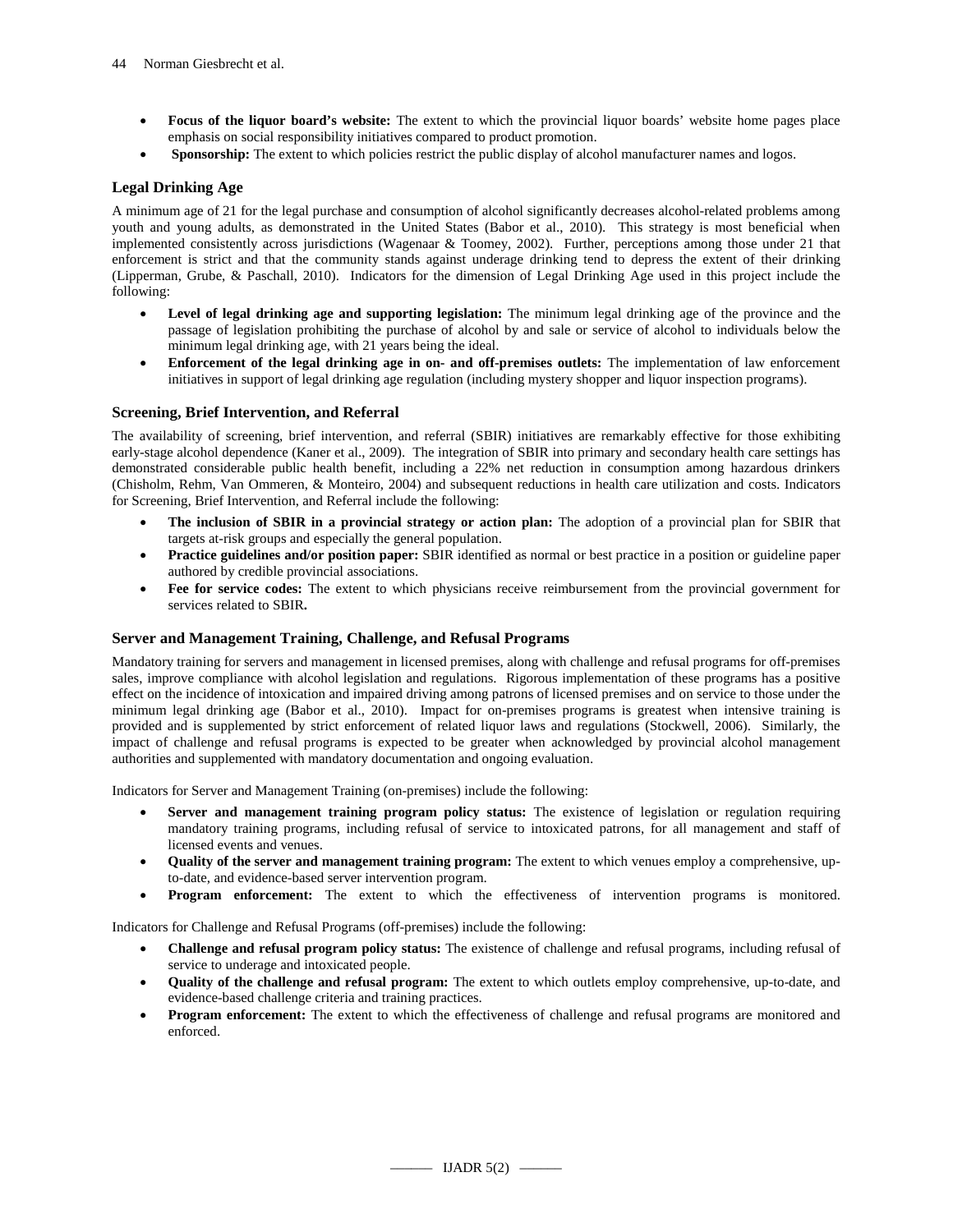- **Focus of the liquor board's website:** The extent to which the provincial liquor boards' website home pages place emphasis on social responsibility initiatives compared to product promotion.
- **Sponsorship:** The extent to which policies restrict the public display of alcohol manufacturer names and logos.

### Legal Drinking Age

A minimum age of 21 for the legal purchase and consumption of alcohol significantly decreases alcohol-related problems among youth and young adults, as demonstrated in the United States (Babor et al., 2010). This strategy is most beneficial when implemented consistently across jurisdictions (Wagenaar & Toomey, 2002). Further, perceptions among those under 21 that enforcement is strict and that the community stands against underage drinking tend to depress the extent of their drinking (Lipperman, Grube, & Paschall, 2010). Indicators for the dimension of Legal Drinking Age used in this project include the following:

- **Level of legal drinking age and supporting legislation:** The minimum legal drinking age of the province and the passage of legislation prohibiting the purchase of alcohol by and sale or service of alcohol to individuals below the minimum legal drinking age, with 21 years being the ideal.
- **Enforcement of the legal drinking age in on- and off-premises outlets:** The implementation of law enforcement initiatives in support of legal drinking age regulation (including mystery shopper and liquor inspection programs).

### Screening, Brief Intervention, and Referral

The availability of screening, brief intervention, and referral (SBIR) initiatives are remarkably effective for those exhibiting early-stage alcohol dependence (Kaner et al., 2009). The integration of SBIR into primary and secondary health care settings has demonstrated considerable public health benefit, including a 22% net reduction in consumption among hazardous drinkers (Chisholm, Rehm, Van Ommeren, & Monteiro, 2004) and subsequent reductions in health care utilization and costs. Indicators for Screening, Brief Intervention, and Referral include the following:

- **The inclusion of SBIR in a provincial strategy or action plan:** The adoption of a provincial plan for SBIR that targets at-risk groups and especially the general population.
- **Practice guidelines and/or position paper:** SBIR identified as normal or best practice in a position or guideline paper authored by credible provincial associations.
- **Fee for service codes:** The extent to which physicians receive reimbursement from the provincial government for services related to SBIR**.**

### Server and Management Training, Challenge, and Refusal Programs

Mandatory training for servers and management in licensed premises, along with challenge and refusal programs for off-premises sales, improve compliance with alcohol legislation and regulations. Rigorous implementation of these programs has a positive effect on the incidence of intoxication and impaired driving among patrons of licensed premises and on service to those under the minimum legal drinking age (Babor et al., 2010). Impact for on-premises programs is greatest when intensive training is provided and is supplemented by strict enforcement of related liquor laws and regulations (Stockwell, 2006). Similarly, the impact of challenge and refusal programs is expected to be greater when acknowledged by provincial alcohol management authorities and supplemented with mandatory documentation and ongoing evaluation.

Indicators for Server and Management Training (on-premises) include the following:

- **Server and management training program policy status:** The existence of legislation or regulation requiring mandatory training programs, including refusal of service to intoxicated patrons, for all management and staff of licensed events and venues.
- **Quality of the server and management training program:** The extent to which venues employ a comprehensive, up-to-date, and evidence-based server intervention program.
- **Program enforcement:** The extent to which the effectiveness of intervention programs is monitored.

Indicators for Challenge and Refusal Programs (off-premises) include the following:

- **Challenge and refusal program policy status:** The existence of challenge and refusal programs, including refusal of service to underage and intoxicated people.
- **Quality of the challenge and refusal program:** The extent to which outlets employ comprehensive, up-to-date, and evidence-based challenge criteria and training practices.
- **Program enforcement:** The extent to which the effectiveness of challenge and refusal programs are monitored and enforced.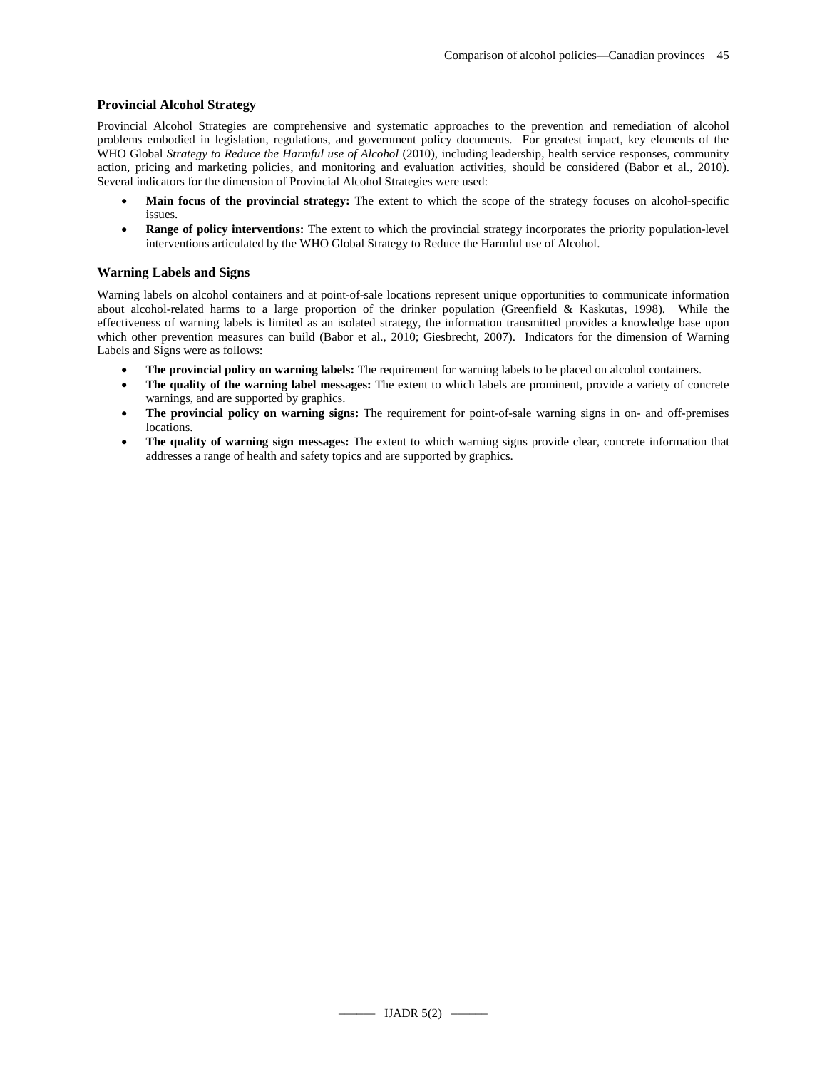### Provincial Alcohol Strategy

Provincial Alcohol Strategies are comprehensive and systematic approaches to the prevention and remediation of alcohol problems embodied in legislation, regulations, and government policy documents. For greatest impact, key elements of the WHO Global *Strategy to Reduce the Harmful use of Alcohol* (2010), including leadership, health service responses, community action, pricing and marketing policies, and monitoring and evaluation activities, should be considered (Babor et al., 2010). Several indicators for the dimension of Provincial Alcohol Strategies were used:

- **Main focus of the provincial strategy:** The extent to which the scope of the strategy focuses on alcohol-specific issues.
- **Range of policy interventions:** The extent to which the provincial strategy incorporates the priority population-level interventions articulated by the WHO Global Strategy to Reduce the Harmful use of Alcohol.

### Warning Labels and Signs

Warning labels on alcohol containers and at point-of-sale locations represent unique opportunities to communicate information about alcohol-related harms to a large proportion of the drinker population (Greenfield & Kaskutas, 1998). While the effectiveness of warning labels is limited as an isolated strategy, the information transmitted provides a knowledge base upon which other prevention measures can build (Babor et al., 2010; Giesbrecht, 2007). Indicators for the dimension of Warning Labels and Signs were as follows:

- **The provincial policy on warning labels:** The requirement for warning labels to be placed on alcohol containers.
- **The quality of the warning label messages:** The extent to which labels are prominent, provide a variety of concrete warnings, and are supported by graphics.
- **The provincial policy on warning signs:** The requirement for point-of-sale warning signs in on- and off-premises locations.
- **The quality of warning sign messages:** The extent to which warning signs provide clear, concrete information that addresses a range of health and safety topics and are supported by graphics.